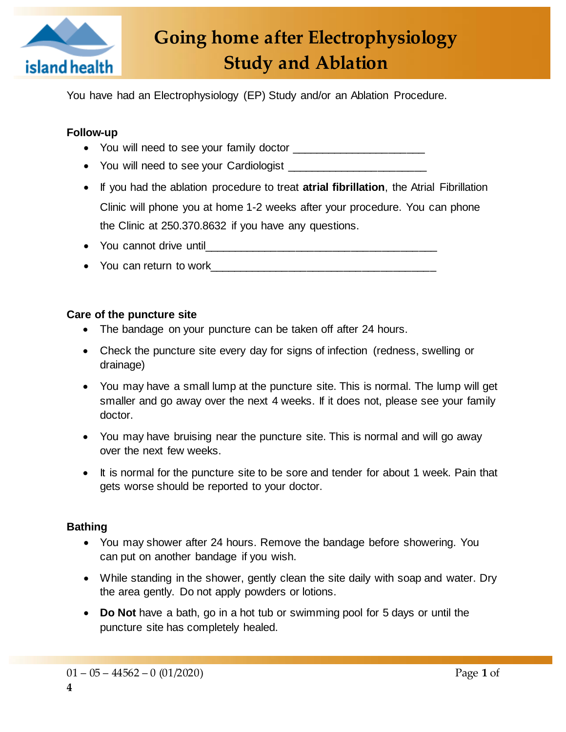# Going home after Electrophysiology Study and Ablation

You have had an Electrophysiology (EP) Study and/or an Ablation Procedure.

**Follow-up**

- You will need to see your family doctor ______________________
- You will need to see your Cardiologist _______________________
- If you had the ablation procedure to treat **atrial fibrillation**, the Atrial Fibrillation Clinic will phone you at home 1-2 weeks after your procedure. You can phone the Clinic at 250.370.8632 if you have any questions.
- You cannot drive until________________________________________
- You can return to work_______________________________________

**Care of the puncture site**

- The bandage on your puncture can be taken off after 24 hours.
- Check the puncture site every day for signs of infection (redness, swelling or drainage)
- You may have a small lump at the puncture site. This is normal. The lump will get smaller and go away over the next 4 weeks. If it does not, please see your family doctor.
- You may have bruising near the puncture site. This is normal and will go away over the next few weeks.
- It is normal for the puncture site to be sore and tender for about 1 week. Pain that gets worse should be reported to your doctor.

**Bathing**

- You may shower after 24 hours. Remove the bandage before showering. You can put on another bandage if you wish.
- While standing in the shower, gently clean the site daily with soap and water. Dry the area gently. Do not apply powders or lotions.
- **Do Not** have a bath, go in a hot tub or swimming pool for 5 days or until the puncture site has completely healed.

01 – 05 – 44562 – 0 (01/2020)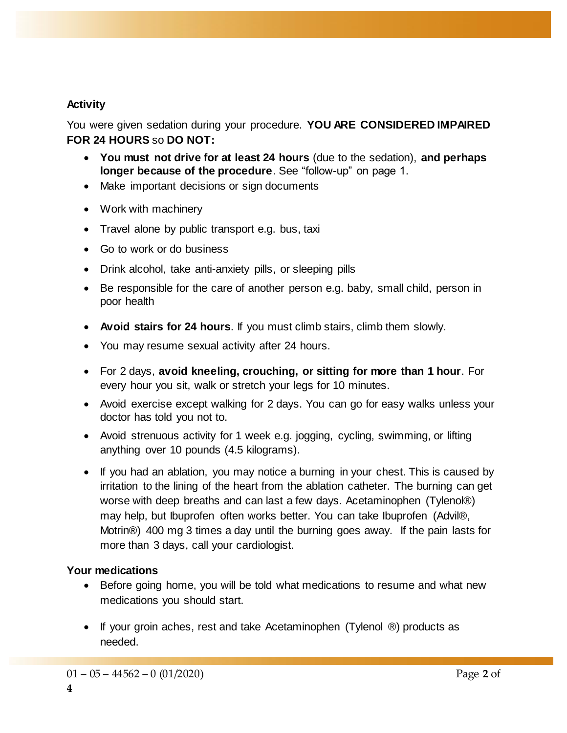**Activity**

You were given sedation during your procedure. **YOU ARE CONSIDERED IMPAIRED FOR 24 HOURS** so **DO NOT:**

- **You must not drive for at least 24 hours** (due to the sedation), **and perhaps longer because of the procedure**. See "follow-up" on page 1.
- Make important decisions or sign documents
- Work with machinery
- Travel alone by public transport e.g. bus, taxi
- Go to work or do business
- Drink alcohol, take anti-anxiety pills, or sleeping pills
- Be responsible for the care of another person e.g. baby, small child, person in poor health
- **Avoid stairs for 24 hours**. If you must climb stairs, climb them slowly.
- You may resume sexual activity after 24 hours.
- For 2 days, **avoid kneeling, crouching, or sitting for more than 1 hour**. For every hour you sit, walk or stretch your legs for 10 minutes.
- Avoid exercise except walking for 2 days. You can go for easy walks unless your doctor has told you not to.
- Avoid strenuous activity for 1 week e.g. jogging, cycling, swimming, or lifting anything over 10 pounds (4.5 kilograms).
- If you had an ablation, you may notice a burning in your chest. This is caused by irritation to the lining of the heart from the ablation catheter. The burning can get worse with deep breaths and can last a few days. Acetaminophen (Tylenol®) may help, but Ibuprofen often works better. You can take Ibuprofen (Advil®, Motrin®) 400 mg 3 times a day until the burning goes away. If the pain lasts for more than 3 days, call your cardiologist.

**Your medications**

- Before going home, you will be told what medications to resume and what new medications you should start.
- If your groin aches, rest and take Acetaminophen (Tylenol ®) products as needed.

01 – 05 – 44562 – 0 (01/2020)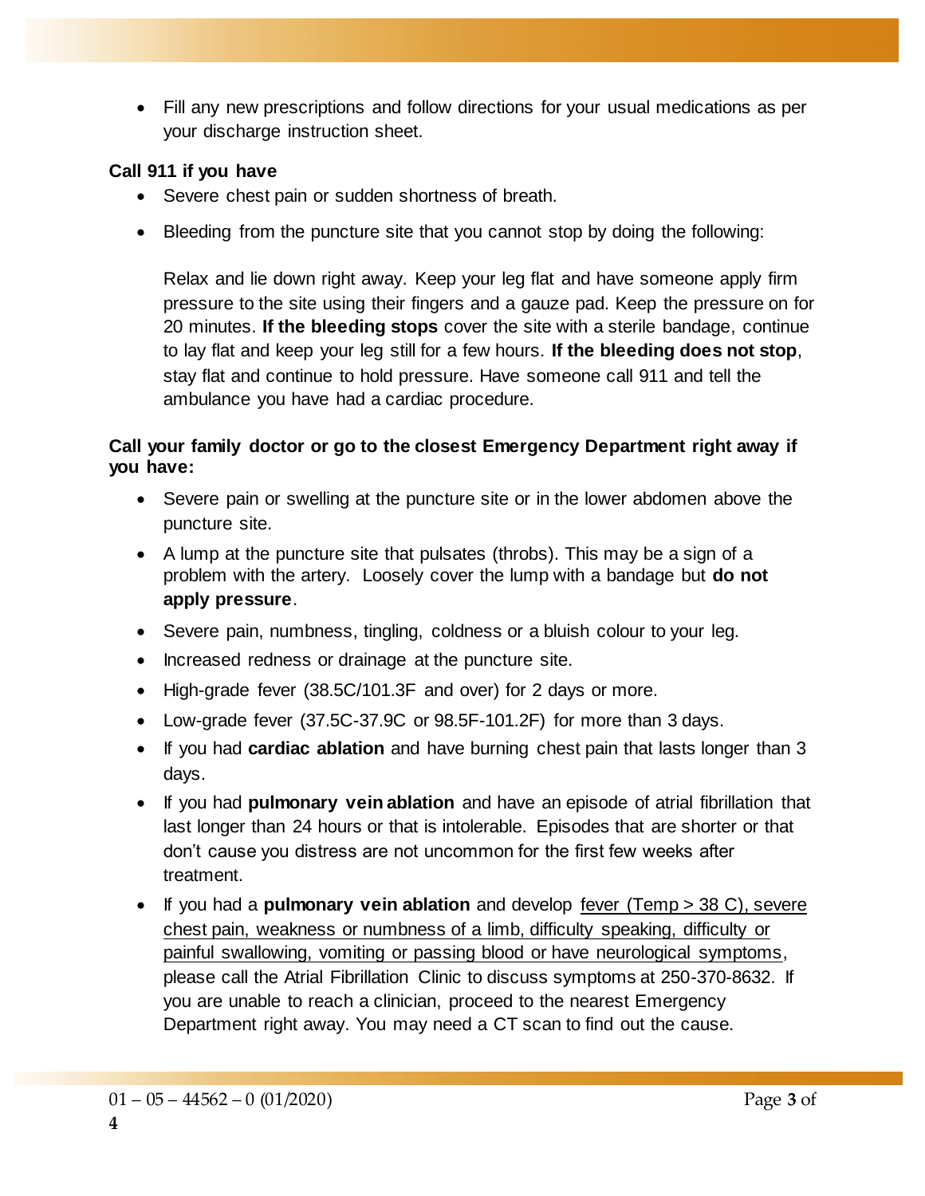- Fill any new prescriptions and follow directions for your usual medications as per your discharge instruction sheet.

**Call 911 if you have**

- Severe chest pain or sudden shortness of breath.
- Bleeding from the puncture site that you cannot stop by doing the following:

  Relax and lie down right away. Keep your leg flat and have someone apply firm pressure to the site using their fingers and a gauze pad. Keep the pressure on for 20 minutes. **If the bleeding stops** cover the site with a sterile bandage, continue to lay flat and keep your leg still for a few hours. **If the bleeding does not stop**, stay flat and continue to hold pressure. Have someone call 911 and tell the ambulance you have had a cardiac procedure.

**Call your family doctor or go to the closest Emergency Department right away if you have:**

- Severe pain or swelling at the puncture site or in the lower abdomen above the puncture site.
- A lump at the puncture site that pulsates (throbs). This may be a sign of a problem with the artery. Loosely cover the lump with a bandage but **do not apply pressure**.
- Severe pain, numbness, tingling, coldness or a bluish colour to your leg.
- Increased redness or drainage at the puncture site.
- High-grade fever (38.5C/101.3F and over) for 2 days or more.
- Low-grade fever (37.5C-37.9C or 98.5F-101.2F) for more than 3 days.
- If you had **cardiac ablation** and have burning chest pain that lasts longer than 3 days.
- If you had **pulmonary vein ablation** and have an episode of atrial fibrillation that last longer than 24 hours or that is intolerable. Episodes that are shorter or that don't cause you distress are not uncommon for the first few weeks after treatment.
- If you had a **pulmonary vein ablation** and develop <u>fever (Temp > 38 C), severe chest pain, weakness or numbness of a limb, difficulty speaking, difficulty or painful swallowing, vomiting or passing blood or have neurological symptoms</u>, please call the Atrial Fibrillation Clinic to discuss symptoms at 250-370-8632. If you are unable to reach a clinician, proceed to the nearest Emergency Department right away. You may need a CT scan to find out the cause.

01 – 05 – 44562 – 0 (01/2020)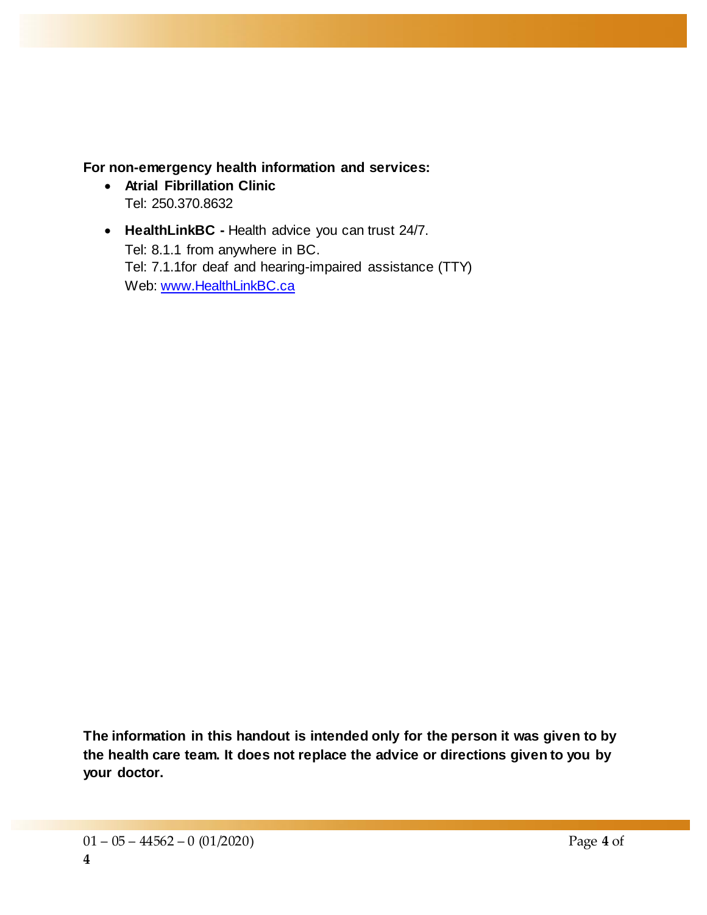**For non-emergency health information and services:**

- **Atrial Fibrillation Clinic**
  Tel: 250.370.8632
- **HealthLinkBC -** Health advice you can trust 24/7.
  Tel: 8.1.1 from anywhere in BC.
  Tel: 7.1.1for deaf and hearing-impaired assistance (TTY)
  Web: www.HealthLinkBC.ca

**The information in this handout is intended only for the person it was given to by the health care team. It does not replace the advice or directions given to you by your doctor.**

01 – 05 – 44562 – 0 (01/2020)